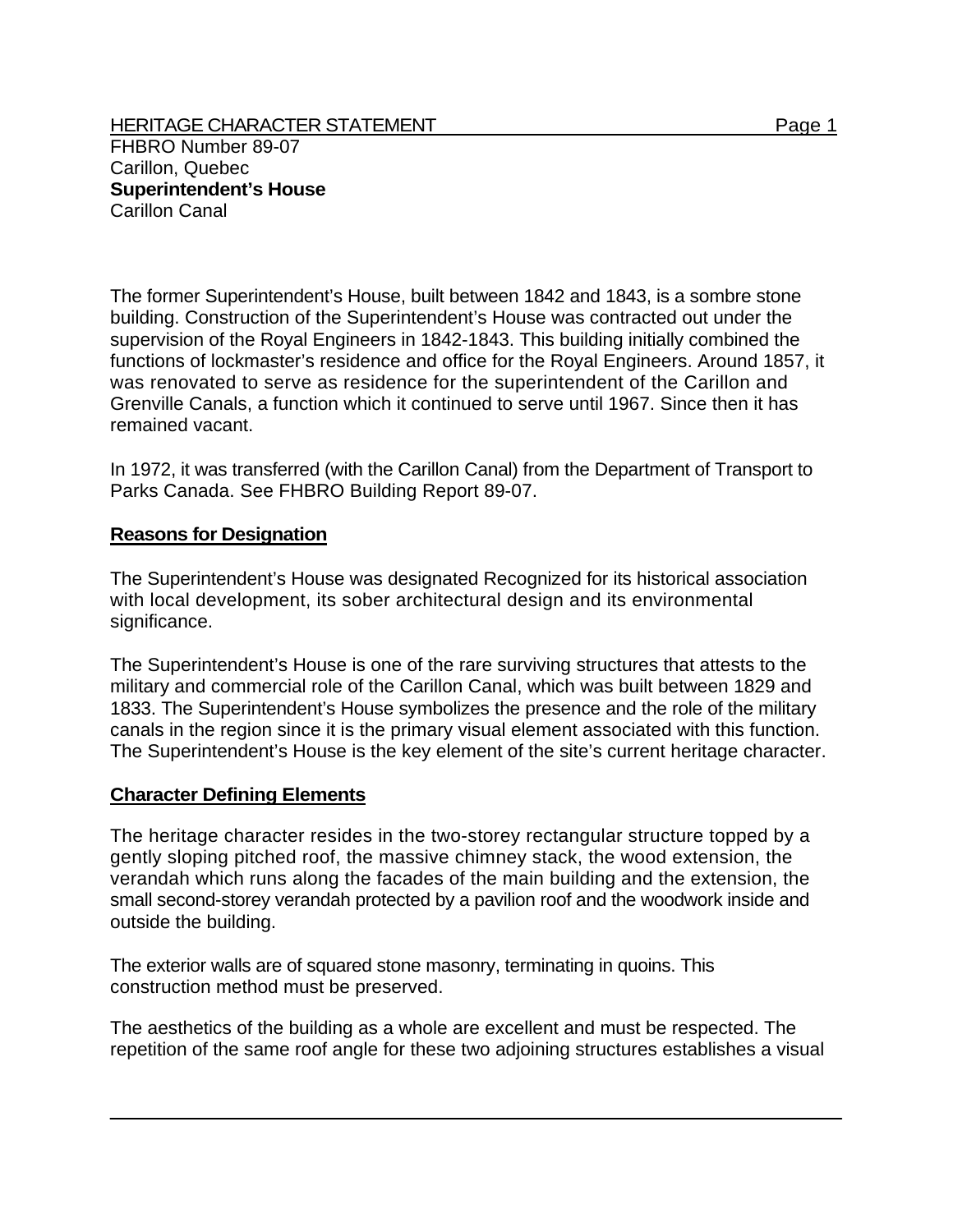HERITAGE CHARACTER STATEMENT

FHBRO Number 89-07
Carillon, Quebec
**Superintendent's House**
Carillon Canal

The former Superintendent's House, built between 1842 and 1843, is a sombre stone building. Construction of the Superintendent's House was contracted out under the supervision of the Royal Engineers in 1842-1843. This building initially combined the functions of lockmaster's residence and office for the Royal Engineers. Around 1857, it was renovated to serve as residence for the superintendent of the Carillon and Grenville Canals, a function which it continued to serve until 1967. Since then it has remained vacant.

In 1972, it was transferred (with the Carillon Canal) from the Department of Transport to Parks Canada. See FHBRO Building Report 89-07.

## Reasons for Designation

The Superintendent's House was designated Recognized for its historical association with local development, its sober architectural design and its environmental significance.

The Superintendent's House is one of the rare surviving structures that attests to the military and commercial role of the Carillon Canal, which was built between 1829 and 1833. The Superintendent's House symbolizes the presence and the role of the military canals in the region since it is the primary visual element associated with this function. The Superintendent's House is the key element of the site's current heritage character.

## Character Defining Elements

The heritage character resides in the two-storey rectangular structure topped by a gently sloping pitched roof, the massive chimney stack, the wood extension, the verandah which runs along the facades of the main building and the extension, the small second-storey verandah protected by a pavilion roof and the woodwork inside and outside the building.

The exterior walls are of squared stone masonry, terminating in quoins. This construction method must be preserved.

The aesthetics of the building as a whole are excellent and must be respected. The repetition of the same roof angle for these two adjoining structures establishes a visual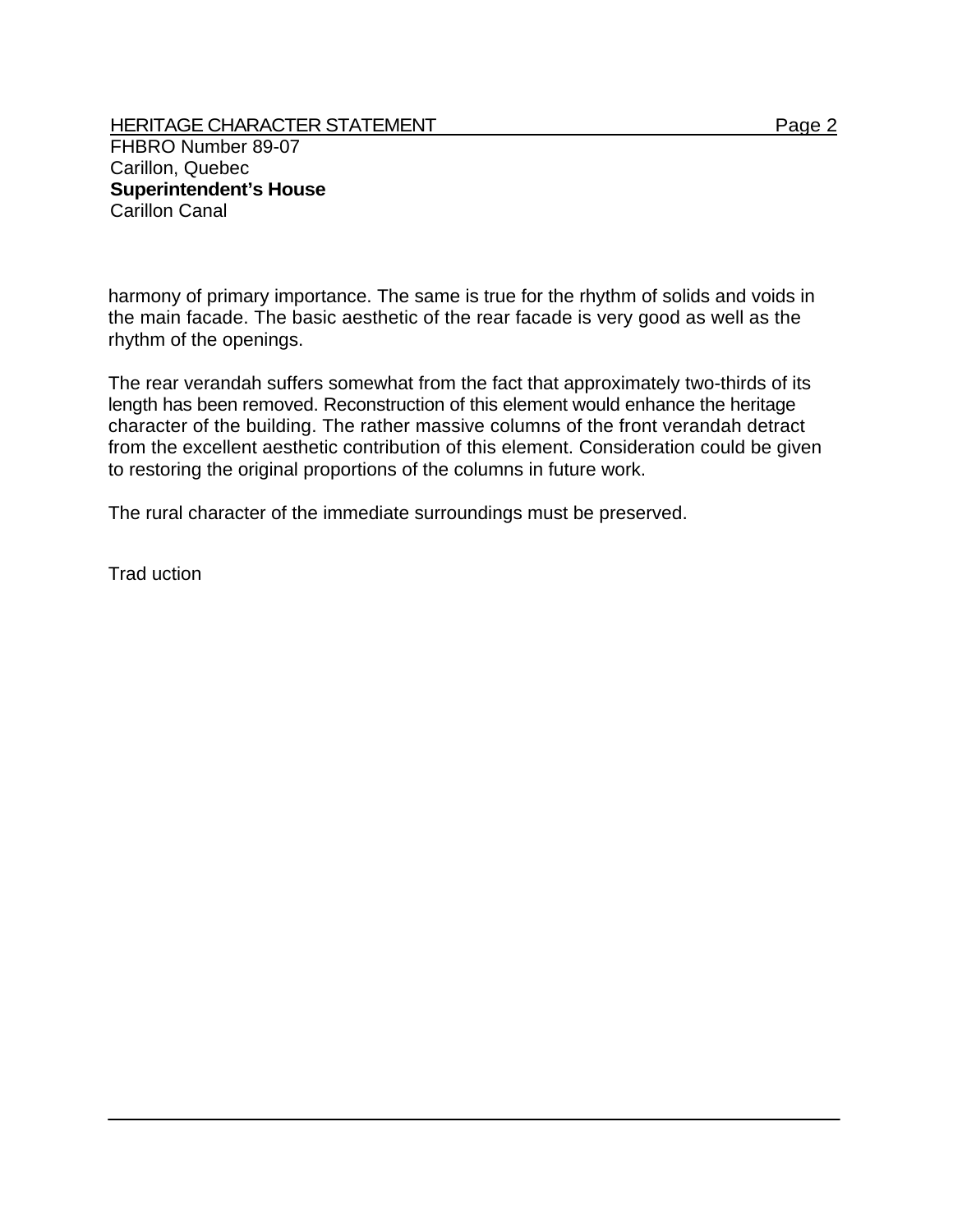harmony of primary importance. The same is true for the rhythm of solids and voids in the main facade. The basic aesthetic of the rear facade is very good as well as the rhythm of the openings.

The rear verandah suffers somewhat from the fact that approximately two-thirds of its length has been removed. Reconstruction of this element would enhance the heritage character of the building. The rather massive columns of the front verandah detract from the excellent aesthetic contribution of this element. Consideration could be given to restoring the original proportions of the columns in future work.

The rural character of the immediate surroundings must be preserved.

Trad uction